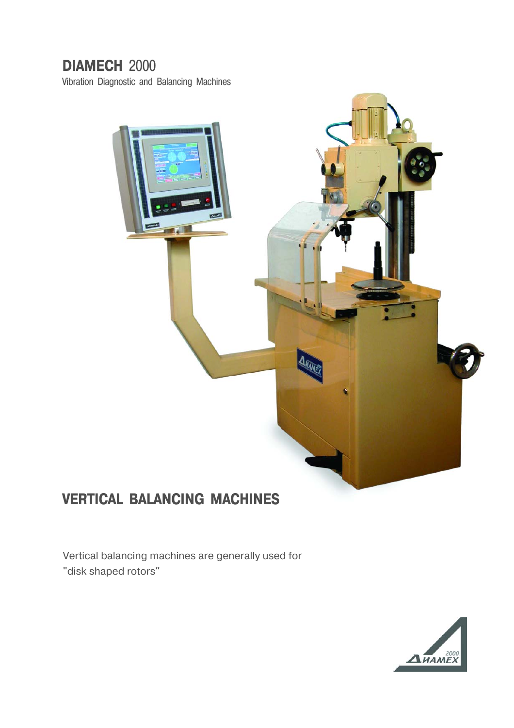# DIAMECH 2000

Vibration Diagnostic and Balancing Machines

## VERTICAL BALANCING MACHINES

Vertical balancing machines are generally used for "disk shaped rotors"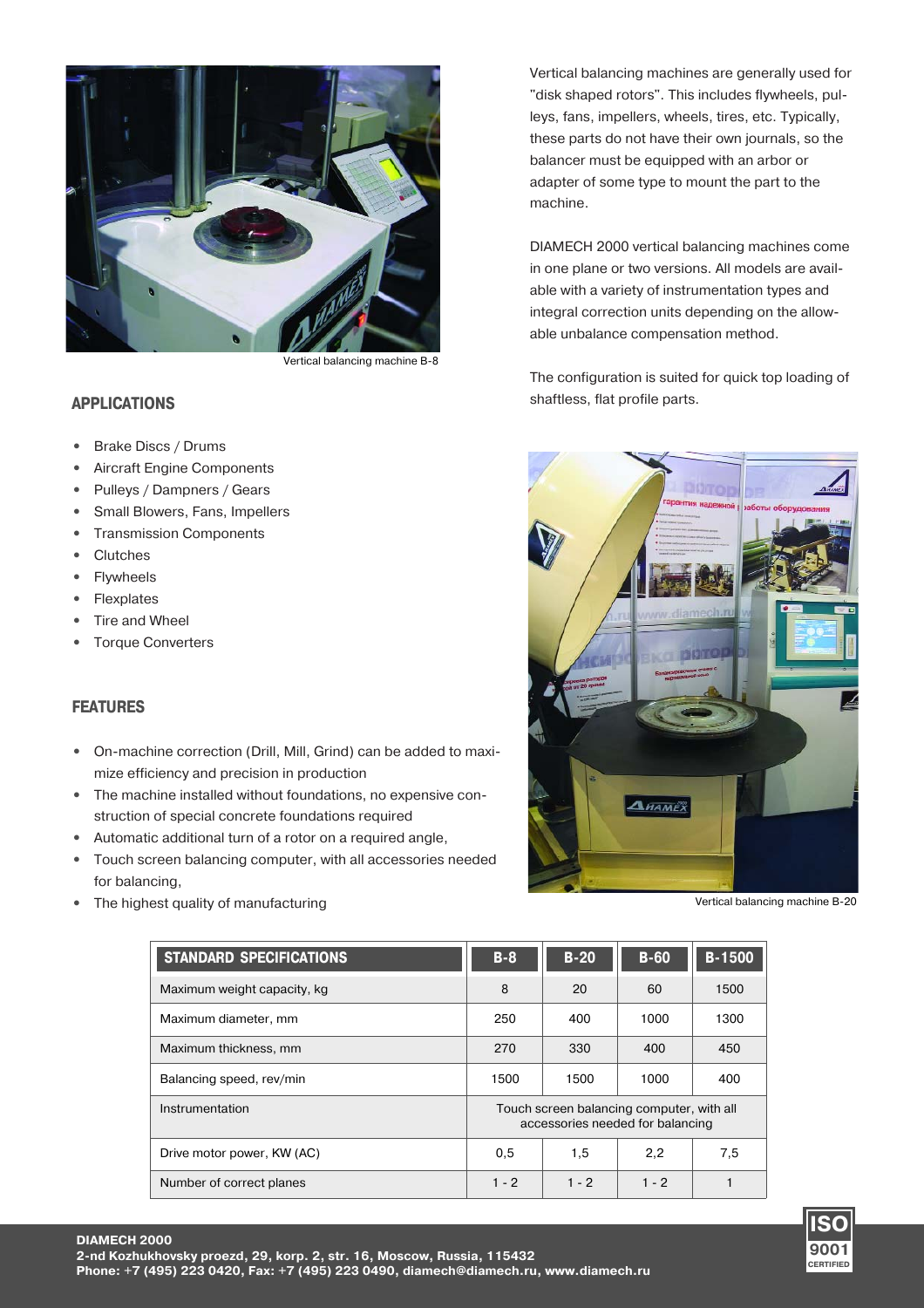Vertical balancing machine B-8

Vertical balancing machines are generally used for "disk shaped rotors". This includes flywheels, pulleys, fans, impellers, wheels, tires, etc. Typically, these parts do not have their own journals, so the balancer must be equipped with an arbor or adapter of some type to mount the part to the machine.

DIAMECH 2000 vertical balancing machines come in one plane or two versions. All models are available with a variety of instrumentation types and integral correction units depending on the allowable unbalance compensation method.

The configuration is suited for quick top loading of shaftless, flat profile parts.

## APPLICATIONS

- Brake Discs / Drums
- Aircraft Engine Components
- Pulleys / Dampners / Gears
- Small Blowers, Fans, Impellers
- Transmission Components
- Clutches
- Flywheels
- Flexplates
- Tire and Wheel
- Torque Converters

## FEATURES

- On-machine correction (Drill, Mill, Grind) can be added to maximize efficiency and precision in production
- The machine installed without foundations, no expensive construction of special concrete foundations required
- Automatic additional turn of a rotor on a required angle,
- Touch screen balancing computer, with all accessories needed for balancing,
- The highest quality of manufacturing

Vertical balancing machine B-20

| STANDARD SPECIFICATIONS | B-8 | B-20 | B-60 | B-1500 |
|---|---|---|---|---|
| Maximum weight capacity, kg | 8 | 20 | 60 | 1500 |
| Maximum diameter, mm | 250 | 400 | 1000 | 1300 |
| Maximum thickness, mm | 270 | 330 | 400 | 450 |
| Balancing speed, rev/min | 1500 | 1500 | 1000 | 400 |
| Instrumentation | Touch screen balancing computer, with all accessories needed for balancing | | | |
| Drive motor power, KW (AC) | 0,5 | 1,5 | 2,2 | 7,5 |
| Number of correct planes | 1 - 2 | 1 - 2 | 1 - 2 | 1 |

**DIAMECH 2000**
**2-nd Kozhukhovsky proezd, 29, korp. 2, str. 16, Moscow, Russia, 115432**
**Phone: +7 (495) 223 0420, Fax: +7 (495) 223 0490, diamech@diamech.ru, www.diamech.ru**

ISO 9001 CERTIFIED